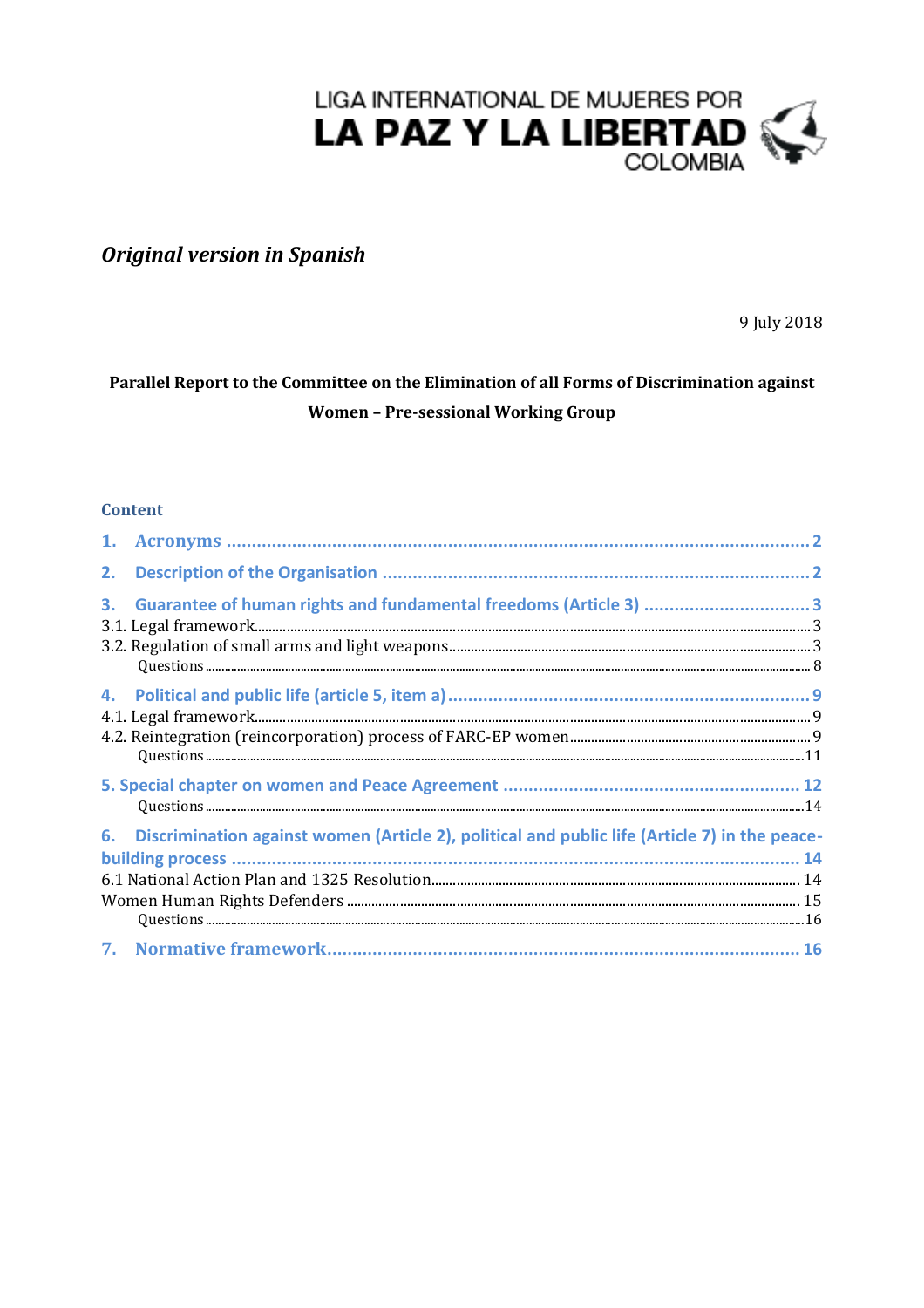LIGA INTERNATIONAL DE MUJERES POR
**LA PAZ Y LA LIBERTAD**
COLOMBIA

***Original version in Spanish***

9 July 2018

**Parallel Report to the Committee on the Elimination of all Forms of Discrimination against Women – Pre-sessional Working Group**

**Content**

1. Acronyms ..... 2
2. Description of the Organisation ..... 2
3. Guarantee of human rights and fundamental freedoms (Article 3) ..... 3
   - 3.1. Legal framework ..... 3
   - 3.2. Regulation of small arms and light weapons ..... 3
     - Questions ..... 8
4. Political and public life (article 5, item a) ..... 9
   - 4.1. Legal framework ..... 9
   - 4.2. Reintegration (reincorporation) process of FARC-EP women ..... 9
     - Questions ..... 11
5. Special chapter on women and Peace Agreement ..... 12
   - Questions ..... 14
6. Discrimination against women (Article 2), political and public life (Article 7) in the peace-building process ..... 14
   - 6.1 National Action Plan and 1325 Resolution ..... 14
   - Women Human Rights Defenders ..... 15
     - Questions ..... 16
7. Normative framework ..... 16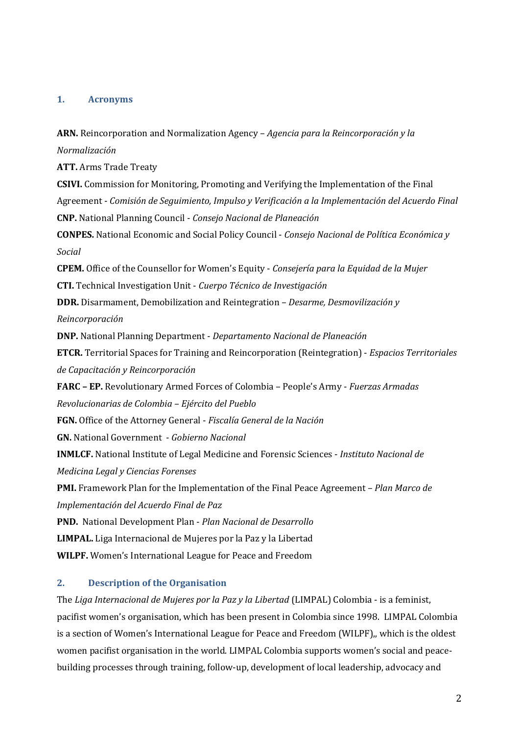## 1. Acronyms

**ARN.** Reincorporation and Normalization Agency – *Agencia para la Reincorporación y la Normalización*

**ATT.** Arms Trade Treaty

**CSIVI.** Commission for Monitoring, Promoting and Verifying the Implementation of the Final Agreement - *Comisión de Seguimiento, Impulso y Verificación a la Implementación del Acuerdo Final*

**CNP.** National Planning Council - *Consejo Nacional de Planeación*

**CONPES.** National Economic and Social Policy Council - *Consejo Nacional de Política Económica y Social*

**CPEM.** Office of the Counsellor for Women's Equity - *Consejería para la Equidad de la Mujer*

**CTI.** Technical Investigation Unit - *Cuerpo Técnico de Investigación*

**DDR.** Disarmament, Demobilization and Reintegration – *Desarme, Desmovilización y Reincorporación*

**DNP.** National Planning Department - *Departamento Nacional de Planeación*

**ETCR.** Territorial Spaces for Training and Reincorporation (Reintegration) - *Espacios Territoriales de Capacitación y Reincorporación*

**FARC – EP.** Revolutionary Armed Forces of Colombia – People's Army - *Fuerzas Armadas Revolucionarias de Colombia – Ejército del Pueblo*

**FGN.** Office of the Attorney General - *Fiscalía General de la Nación*

**GN.** National Government - *Gobierno Nacional*

**INMLCF.** National Institute of Legal Medicine and Forensic Sciences - *Instituto Nacional de Medicina Legal y Ciencias Forenses*

**PMI.** Framework Plan for the Implementation of the Final Peace Agreement – *Plan Marco de Implementación del Acuerdo Final de Paz*

**PND.** National Development Plan - *Plan Nacional de Desarrollo*

**LIMPAL.** Liga Internacional de Mujeres por la Paz y la Libertad

**WILPF.** Women's International League for Peace and Freedom

## 2. Description of the Organisation

The *Liga Internacional de Mujeres por la Paz y la Libertad* (LIMPAL) Colombia - is a feminist, pacifist women's organisation, which has been present in Colombia since 1998. LIMPAL Colombia is a section of Women's International League for Peace and Freedom (WILPF),, which is the oldest women pacifist organisation in the world. LIMPAL Colombia supports women's social and peace-building processes through training, follow-up, development of local leadership, advocacy and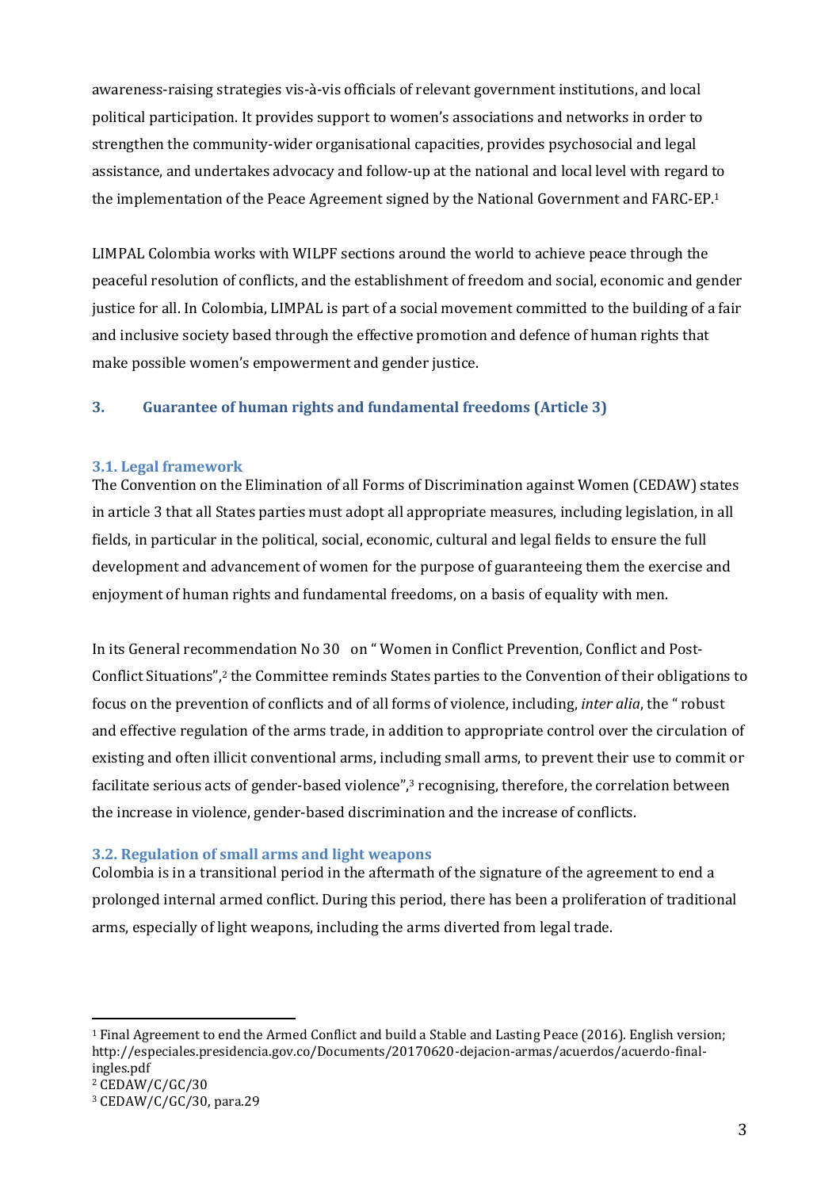awareness-raising strategies vis-à-vis officials of relevant government institutions, and local political participation. It provides support to women's associations and networks in order to strengthen the community-wider organisational capacities, provides psychosocial and legal assistance, and undertakes advocacy and follow-up at the national and local level with regard to the implementation of the Peace Agreement signed by the National Government and FARC-EP.[1]

LIMPAL Colombia works with WILPF sections around the world to achieve peace through the peaceful resolution of conflicts, and the establishment of freedom and social, economic and gender justice for all. In Colombia, LIMPAL is part of a social movement committed to the building of a fair and inclusive society based through the effective promotion and defence of human rights that make possible women's empowerment and gender justice.

## 3. Guarantee of human rights and fundamental freedoms (Article 3)

### 3.1. Legal framework

The Convention on the Elimination of all Forms of Discrimination against Women (CEDAW) states in article 3 that all States parties must adopt all appropriate measures, including legislation, in all fields, in particular in the political, social, economic, cultural and legal fields to ensure the full development and advancement of women for the purpose of guaranteeing them the exercise and enjoyment of human rights and fundamental freedoms, on a basis of equality with men.

In its General recommendation No 30 on " Women in Conflict Prevention, Conflict and Post-Conflict Situations",[2] the Committee reminds States parties to the Convention of their obligations to focus on the prevention of conflicts and of all forms of violence, including, *inter alia*, the " robust and effective regulation of the arms trade, in addition to appropriate control over the circulation of existing and often illicit conventional arms, including small arms, to prevent their use to commit or facilitate serious acts of gender-based violence",[3] recognising, therefore, the correlation between the increase in violence, gender-based discrimination and the increase of conflicts.

### 3.2. Regulation of small arms and light weapons

Colombia is in a transitional period in the aftermath of the signature of the agreement to end a prolonged internal armed conflict. During this period, there has been a proliferation of traditional arms, especially of light weapons, including the arms diverted from legal trade.

---

[1] Final Agreement to end the Armed Conflict and build a Stable and Lasting Peace (2016). English version; http://especiales.presidencia.gov.co/Documents/20170620-dejacion-armas/acuerdos/acuerdo-final-ingles.pdf

[2] CEDAW/C/GC/30

[3] CEDAW/C/GC/30, para.29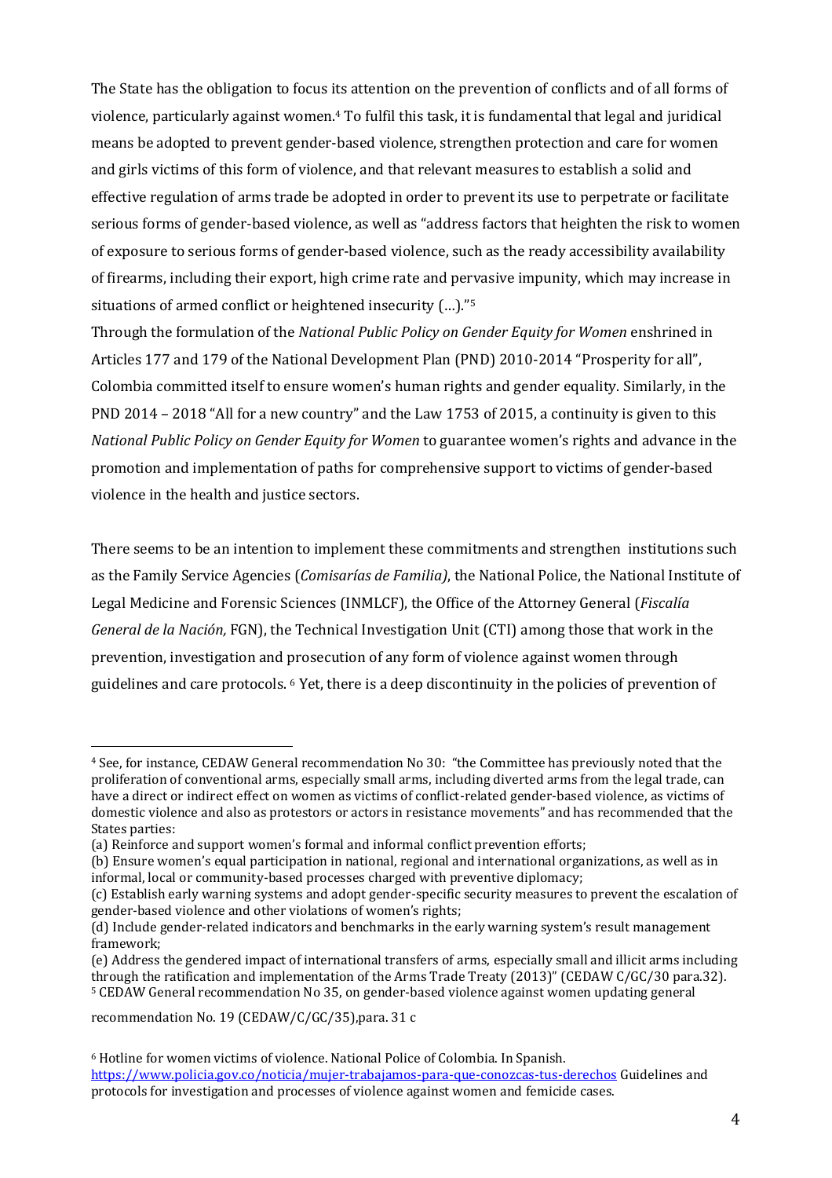The State has the obligation to focus its attention on the prevention of conflicts and of all forms of violence, particularly against women.[4] To fulfil this task, it is fundamental that legal and juridical means be adopted to prevent gender-based violence, strengthen protection and care for women and girls victims of this form of violence, and that relevant measures to establish a solid and effective regulation of arms trade be adopted in order to prevent its use to perpetrate or facilitate serious forms of gender-based violence, as well as "address factors that heighten the risk to women of exposure to serious forms of gender-based violence, such as the ready accessibility availability of firearms, including their export, high crime rate and pervasive impunity, which may increase in situations of armed conflict or heightened insecurity (…)."[5]

Through the formulation of the *National Public Policy on Gender Equity for Women* enshrined in Articles 177 and 179 of the National Development Plan (PND) 2010-2014 "Prosperity for all", Colombia committed itself to ensure women's human rights and gender equality. Similarly, in the PND 2014 – 2018 "All for a new country" and the Law 1753 of 2015, a continuity is given to this *National Public Policy on Gender Equity for Women* to guarantee women's rights and advance in the promotion and implementation of paths for comprehensive support to victims of gender-based violence in the health and justice sectors.

There seems to be an intention to implement these commitments and strengthen institutions such as the Family Service Agencies (*Comisarías de Familia)*, the National Police, the National Institute of Legal Medicine and Forensic Sciences (INMLCF), the Office of the Attorney General (*Fiscalía General de la Nación,* FGN), the Technical Investigation Unit (CTI) among those that work in the prevention, investigation and prosecution of any form of violence against women through guidelines and care protocols. [6] Yet, there is a deep discontinuity in the policies of prevention of

---

[4] See, for instance, CEDAW General recommendation No 30: "the Committee has previously noted that the proliferation of conventional arms, especially small arms, including diverted arms from the legal trade, can have a direct or indirect effect on women as victims of conflict-related gender-based violence, as victims of domestic violence and also as protestors or actors in resistance movements" and has recommended that the States parties:
(a) Reinforce and support women's formal and informal conflict prevention efforts;
(b) Ensure women's equal participation in national, regional and international organizations, as well as in informal, local or community-based processes charged with preventive diplomacy;
(c) Establish early warning systems and adopt gender-specific security measures to prevent the escalation of gender-based violence and other violations of women's rights;
(d) Include gender-related indicators and benchmarks in the early warning system's result management framework;
(e) Address the gendered impact of international transfers of arms, especially small and illicit arms including through the ratification and implementation of the Arms Trade Treaty (2013)" (CEDAW C/GC/30 para.32).

[5] CEDAW General recommendation No 35, on gender-based violence against women updating general recommendation No. 19 (CEDAW/C/GC/35),para. 31 c

[6] Hotline for women victims of violence. National Police of Colombia. In Spanish. https://www.policia.gov.co/noticia/mujer-trabajamos-para-que-conozcas-tus-derechos Guidelines and protocols for investigation and processes of violence against women and femicide cases.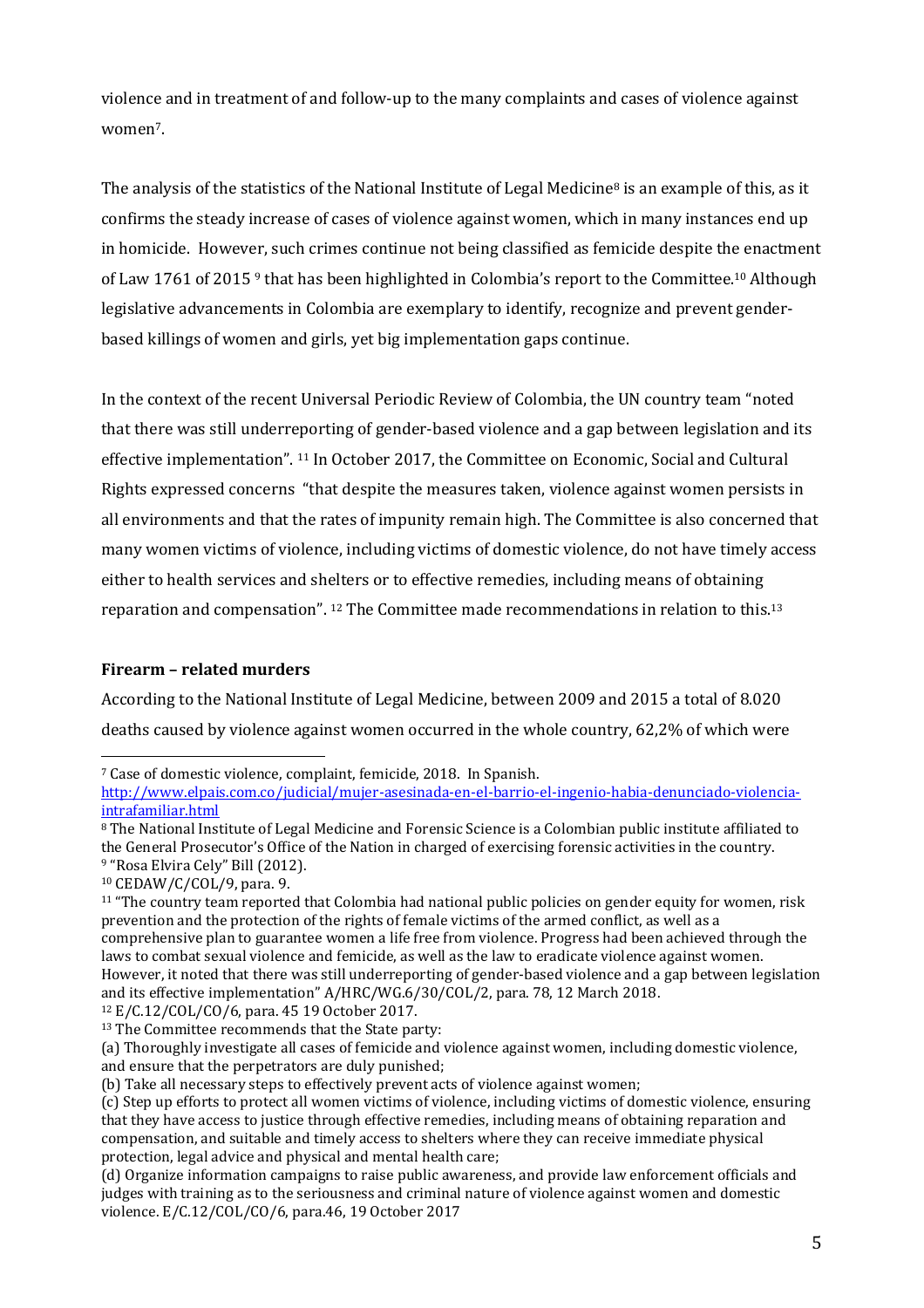violence and in treatment of and follow-up to the many complaints and cases of violence against women[7].

The analysis of the statistics of the National Institute of Legal Medicine[8] is an example of this, as it confirms the steady increase of cases of violence against women, which in many instances end up in homicide. However, such crimes continue not being classified as femicide despite the enactment of Law 1761 of 2015 [9] that has been highlighted in Colombia's report to the Committee.[10] Although legislative advancements in Colombia are exemplary to identify, recognize and prevent gender-based killings of women and girls, yet big implementation gaps continue.

In the context of the recent Universal Periodic Review of Colombia, the UN country team "noted that there was still underreporting of gender-based violence and a gap between legislation and its effective implementation". [11] In October 2017, the Committee on Economic, Social and Cultural Rights expressed concerns "that despite the measures taken, violence against women persists in all environments and that the rates of impunity remain high. The Committee is also concerned that many women victims of violence, including victims of domestic violence, do not have timely access either to health services and shelters or to effective remedies, including means of obtaining reparation and compensation". [12] The Committee made recommendations in relation to this.[13]

**Firearm – related murders**

According to the National Institute of Legal Medicine, between 2009 and 2015 a total of 8.020 deaths caused by violence against women occurred in the whole country, 62,2% of which were

---

[7] Case of domestic violence, complaint, femicide, 2018. In Spanish. http://www.elpais.com.co/judicial/mujer-asesinada-en-el-barrio-el-ingenio-habia-denunciado-violencia-intrafamiliar.html

[8] The National Institute of Legal Medicine and Forensic Science is a Colombian public institute affiliated to the General Prosecutor's Office of the Nation in charged of exercising forensic activities in the country.

[9] "Rosa Elvira Cely" Bill (2012).

[10] CEDAW/C/COL/9, para. 9.

[11] "The country team reported that Colombia had national public policies on gender equity for women, risk prevention and the protection of the rights of female victims of the armed conflict, as well as a comprehensive plan to guarantee women a life free from violence. Progress had been achieved through the laws to combat sexual violence and femicide, as well as the law to eradicate violence against women. However, it noted that there was still underreporting of gender-based violence and a gap between legislation and its effective implementation" A/HRC/WG.6/30/COL/2, para. 78, 12 March 2018.

[12] E/C.12/COL/CO/6, para. 45 19 October 2017.

[13] The Committee recommends that the State party:
(a) Thoroughly investigate all cases of femicide and violence against women, including domestic violence, and ensure that the perpetrators are duly punished;
(b) Take all necessary steps to effectively prevent acts of violence against women;
(c) Step up efforts to protect all women victims of violence, including victims of domestic violence, ensuring that they have access to justice through effective remedies, including means of obtaining reparation and compensation, and suitable and timely access to shelters where they can receive immediate physical protection, legal advice and physical and mental health care;
(d) Organize information campaigns to raise public awareness, and provide law enforcement officials and judges with training as to the seriousness and criminal nature of violence against women and domestic violence. E/C.12/COL/CO/6, para.46, 19 October 2017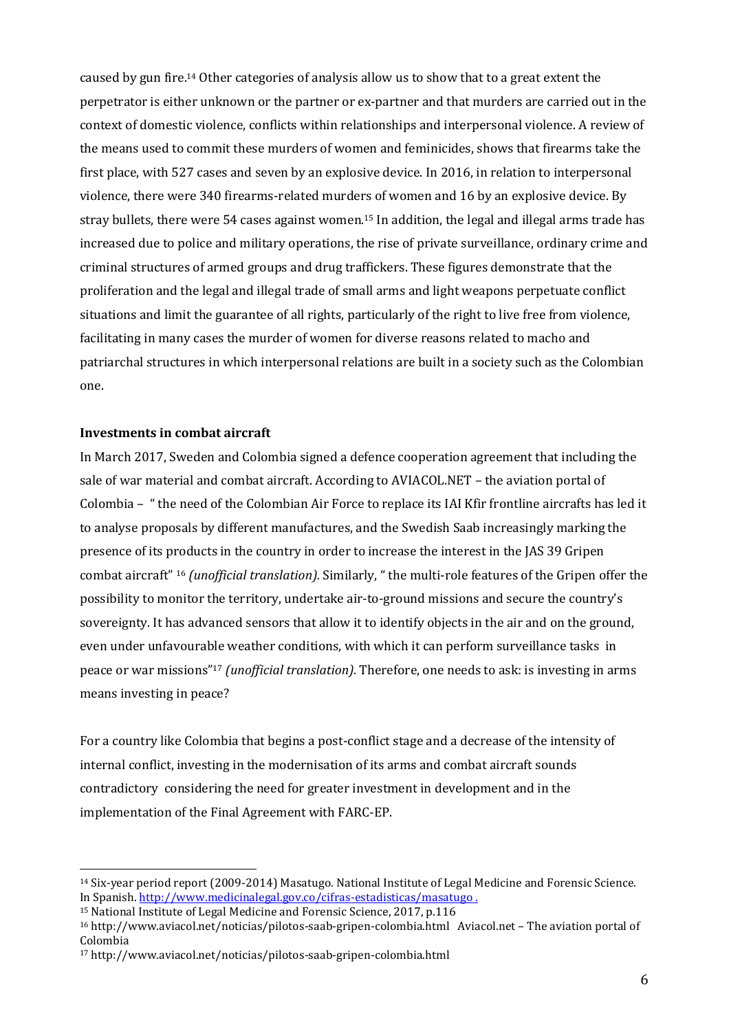caused by gun fire.[14] Other categories of analysis allow us to show that to a great extent the perpetrator is either unknown or the partner or ex-partner and that murders are carried out in the context of domestic violence, conflicts within relationships and interpersonal violence. A review of the means used to commit these murders of women and feminicides, shows that firearms take the first place, with 527 cases and seven by an explosive device. In 2016, in relation to interpersonal violence, there were 340 firearms-related murders of women and 16 by an explosive device. By stray bullets, there were 54 cases against women.[15] In addition, the legal and illegal arms trade has increased due to police and military operations, the rise of private surveillance, ordinary crime and criminal structures of armed groups and drug traffickers. These figures demonstrate that the proliferation and the legal and illegal trade of small arms and light weapons perpetuate conflict situations and limit the guarantee of all rights, particularly of the right to live free from violence, facilitating in many cases the murder of women for diverse reasons related to macho and patriarchal structures in which interpersonal relations are built in a society such as the Colombian one.

**Investments in combat aircraft**

In March 2017, Sweden and Colombia signed a defence cooperation agreement that including the sale of war material and combat aircraft. According to AVIACOL.NET – the aviation portal of Colombia – " the need of the Colombian Air Force to replace its IAI Kfir frontline aircrafts has led it to analyse proposals by different manufactures, and the Swedish Saab increasingly marking the presence of its products in the country in order to increase the interest in the JAS 39 Gripen combat aircraft" [16] *(unofficial translation).* Similarly, " the multi-role features of the Gripen offer the possibility to monitor the territory, undertake air-to-ground missions and secure the country's sovereignty. It has advanced sensors that allow it to identify objects in the air and on the ground, even under unfavourable weather conditions, with which it can perform surveillance tasks in peace or war missions"[17] *(unofficial translation).* Therefore, one needs to ask: is investing in arms means investing in peace?

For a country like Colombia that begins a post-conflict stage and a decrease of the intensity of internal conflict, investing in the modernisation of its arms and combat aircraft sounds contradictory considering the need for greater investment in development and in the implementation of the Final Agreement with FARC-EP.

---

[14] Six-year period report (2009-2014) Masatugo. National Institute of Legal Medicine and Forensic Science. In Spanish. http://www.medicinalegal.gov.co/cifras-estadisticas/masatugo .

[15] National Institute of Legal Medicine and Forensic Science, 2017, p.116

[16] http://www.aviacol.net/noticias/pilotos-saab-gripen-colombia.html Aviacol.net – The aviation portal of Colombia

[17] http://www.aviacol.net/noticias/pilotos-saab-gripen-colombia.html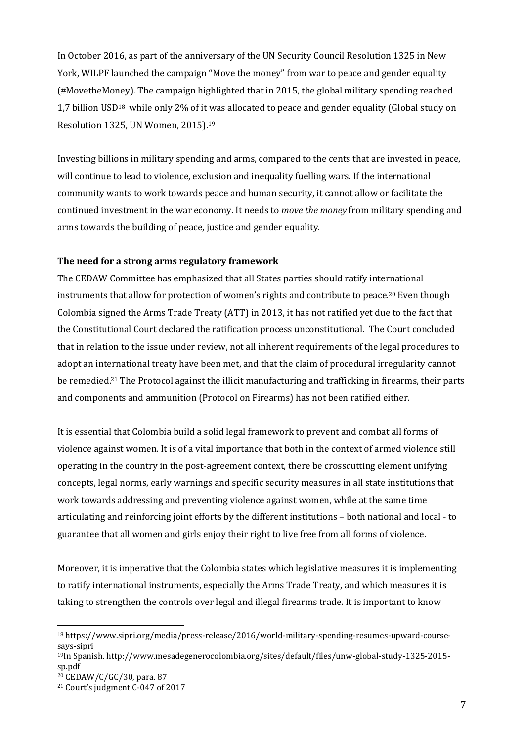In October 2016, as part of the anniversary of the UN Security Council Resolution 1325 in New York, WILPF launched the campaign "Move the money" from war to peace and gender equality (#MovetheMoney). The campaign highlighted that in 2015, the global military spending reached 1,7 billion USD[18] while only 2% of it was allocated to peace and gender equality (Global study on Resolution 1325, UN Women, 2015).[19]

Investing billions in military spending and arms, compared to the cents that are invested in peace, will continue to lead to violence, exclusion and inequality fuelling wars. If the international community wants to work towards peace and human security, it cannot allow or facilitate the continued investment in the war economy. It needs to *move the money* from military spending and arms towards the building of peace, justice and gender equality.

**The need for a strong arms regulatory framework**

The CEDAW Committee has emphasized that all States parties should ratify international instruments that allow for protection of women's rights and contribute to peace.[20] Even though Colombia signed the Arms Trade Treaty (ATT) in 2013, it has not ratified yet due to the fact that the Constitutional Court declared the ratification process unconstitutional. The Court concluded that in relation to the issue under review, not all inherent requirements of the legal procedures to adopt an international treaty have been met, and that the claim of procedural irregularity cannot be remedied.[21] The Protocol against the illicit manufacturing and trafficking in firearms, their parts and components and ammunition (Protocol on Firearms) has not been ratified either.

It is essential that Colombia build a solid legal framework to prevent and combat all forms of violence against women. It is of a vital importance that both in the context of armed violence still operating in the country in the post-agreement context, there be crosscutting element unifying concepts, legal norms, early warnings and specific security measures in all state institutions that work towards addressing and preventing violence against women, while at the same time articulating and reinforcing joint efforts by the different institutions – both national and local - to guarantee that all women and girls enjoy their right to live free from all forms of violence.

Moreover, it is imperative that the Colombia states which legislative measures it is implementing to ratify international instruments, especially the Arms Trade Treaty, and which measures it is taking to strengthen the controls over legal and illegal firearms trade. It is important to know

---

[18] https://www.sipri.org/media/press-release/2016/world-military-spending-resumes-upward-course-says-sipri

[19] In Spanish. http://www.mesadegenerocolombia.org/sites/default/files/unw-global-study-1325-2015-sp.pdf

[20] CEDAW/C/GC/30, para. 87

[21] Court's judgment C-047 of 2017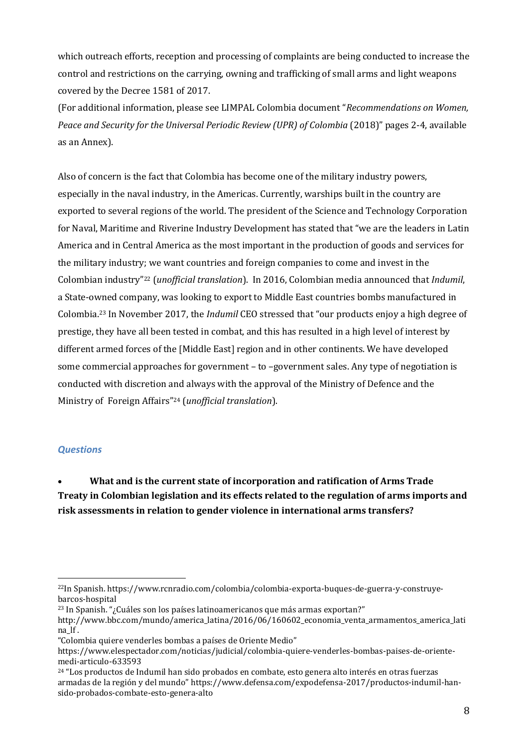which outreach efforts, reception and processing of complaints are being conducted to increase the control and restrictions on the carrying, owning and trafficking of small arms and light weapons covered by the Decree 1581 of 2017.

(For additional information, please see LIMPAL Colombia document "*Recommendations on Women, Peace and Security for the Universal Periodic Review (UPR) of Colombia* (2018)" pages 2-4, available as an Annex).

Also of concern is the fact that Colombia has become one of the military industry powers, especially in the naval industry, in the Americas. Currently, warships built in the country are exported to several regions of the world. The president of the Science and Technology Corporation for Naval, Maritime and Riverine Industry Development has stated that "we are the leaders in Latin America and in Central America as the most important in the production of goods and services for the military industry; we want countries and foreign companies to come and invest in the Colombian industry"[22] (*unofficial translation*). In 2016, Colombian media announced that *Indumil*, a State-owned company, was looking to export to Middle East countries bombs manufactured in Colombia.[23] In November 2017, the *Indumil* CEO stressed that "our products enjoy a high degree of prestige, they have all been tested in combat, and this has resulted in a high level of interest by different armed forces of the [Middle East] region and in other continents. We have developed some commercial approaches for government – to –government sales. Any type of negotiation is conducted with discretion and always with the approval of the Ministry of Defence and the Ministry of Foreign Affairs"[24] (*unofficial translation*).

### *Questions*

- **What and is the current state of incorporation and ratification of Arms Trade Treaty in Colombian legislation and its effects related to the regulation of arms imports and risk assessments in relation to gender violence in international arms transfers?**

---

[22] In Spanish. https://www.rcnradio.com/colombia/colombia-exporta-buques-de-guerra-y-construye-barcos-hospital

[23] In Spanish. "¿Cuáles son los países latinoamericanos que más armas exportan?" http://www.bbc.com/mundo/america_latina/2016/06/160602_economia_venta_armamentos_america_latina_lf .
"Colombia quiere venderles bombas a países de Oriente Medio" https://www.elespectador.com/noticias/judicial/colombia-quiere-venderles-bombas-paises-de-oriente-medi-articulo-633593

[24] "Los productos de Indumil han sido probados en combate, esto genera alto interés en otras fuerzas armadas de la región y del mundo" https://www.defensa.com/expodefensa-2017/productos-indumil-han-sido-probados-combate-esto-genera-alto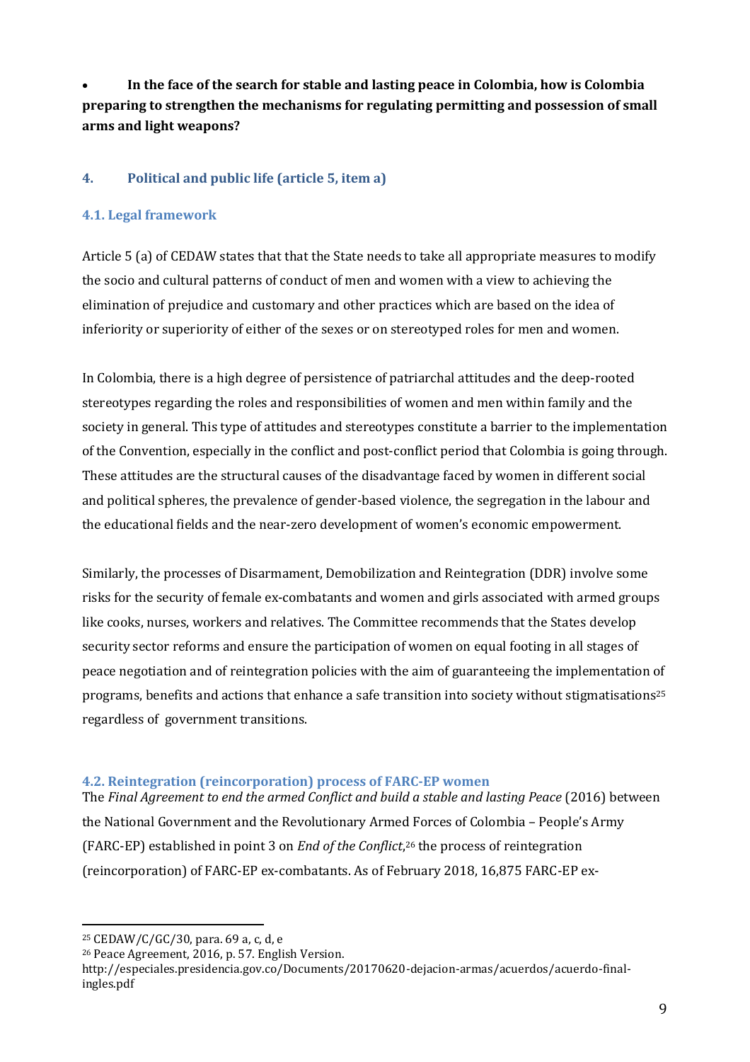- **In the face of the search for stable and lasting peace in Colombia, how is Colombia preparing to strengthen the mechanisms for regulating permitting and possession of small arms and light weapons?**

## 4. Political and public life (article 5, item a)

### 4.1. Legal framework

Article 5 (a) of CEDAW states that that the State needs to take all appropriate measures to modify the socio and cultural patterns of conduct of men and women with a view to achieving the elimination of prejudice and customary and other practices which are based on the idea of inferiority or superiority of either of the sexes or on stereotyped roles for men and women.

In Colombia, there is a high degree of persistence of patriarchal attitudes and the deep-rooted stereotypes regarding the roles and responsibilities of women and men within family and the society in general. This type of attitudes and stereotypes constitute a barrier to the implementation of the Convention, especially in the conflict and post-conflict period that Colombia is going through. These attitudes are the structural causes of the disadvantage faced by women in different social and political spheres, the prevalence of gender-based violence, the segregation in the labour and the educational fields and the near-zero development of women's economic empowerment.

Similarly, the processes of Disarmament, Demobilization and Reintegration (DDR) involve some risks for the security of female ex-combatants and women and girls associated with armed groups like cooks, nurses, workers and relatives. The Committee recommends that the States develop security sector reforms and ensure the participation of women on equal footing in all stages of peace negotiation and of reintegration policies with the aim of guaranteeing the implementation of programs, benefits and actions that enhance a safe transition into society without stigmatisations[25] regardless of government transitions.

### 4.2. Reintegration (reincorporation) process of FARC-EP women

The *Final Agreement to end the armed Conflict and build a stable and lasting Peace* (2016) between the National Government and the Revolutionary Armed Forces of Colombia – People's Army (FARC-EP) established in point 3 on *End of the Conflict*,[26] the process of reintegration (reincorporation) of FARC-EP ex-combatants. As of February 2018, 16,875 FARC-EP ex-

---

[25] CEDAW/C/GC/30, para. 69 a, c, d, e

[26] Peace Agreement, 2016, p. 57. English Version. http://especiales.presidencia.gov.co/Documents/20170620-dejacion-armas/acuerdos/acuerdo-final-ingles.pdf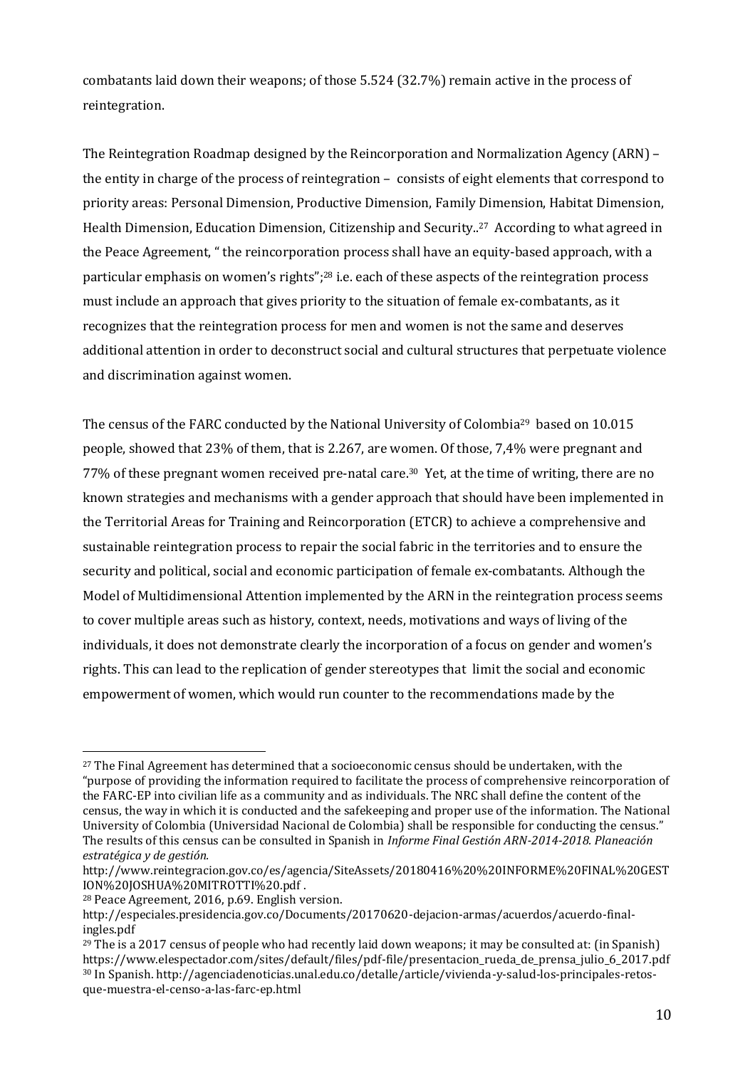combatants laid down their weapons; of those 5.524 (32.7%) remain active in the process of reintegration.

The Reintegration Roadmap designed by the Reincorporation and Normalization Agency (ARN) – the entity in charge of the process of reintegration – consists of eight elements that correspond to priority areas: Personal Dimension, Productive Dimension, Family Dimension, Habitat Dimension, Health Dimension, Education Dimension, Citizenship and Security..[27] According to what agreed in the Peace Agreement, " the reincorporation process shall have an equity-based approach, with a particular emphasis on women's rights";[28] i.e. each of these aspects of the reintegration process must include an approach that gives priority to the situation of female ex-combatants, as it recognizes that the reintegration process for men and women is not the same and deserves additional attention in order to deconstruct social and cultural structures that perpetuate violence and discrimination against women.

The census of the FARC conducted by the National University of Colombia[29] based on 10.015 people, showed that 23% of them, that is 2.267, are women. Of those, 7,4% were pregnant and 77% of these pregnant women received pre-natal care.[30] Yet, at the time of writing, there are no known strategies and mechanisms with a gender approach that should have been implemented in the Territorial Areas for Training and Reincorporation (ETCR) to achieve a comprehensive and sustainable reintegration process to repair the social fabric in the territories and to ensure the security and political, social and economic participation of female ex-combatants. Although the Model of Multidimensional Attention implemented by the ARN in the reintegration process seems to cover multiple areas such as history, context, needs, motivations and ways of living of the individuals, it does not demonstrate clearly the incorporation of a focus on gender and women's rights. This can lead to the replication of gender stereotypes that limit the social and economic empowerment of women, which would run counter to the recommendations made by the

---

[27] The Final Agreement has determined that a socioeconomic census should be undertaken, with the "purpose of providing the information required to facilitate the process of comprehensive reincorporation of the FARC-EP into civilian life as a community and as individuals. The NRC shall define the content of the census, the way in which it is conducted and the safekeeping and proper use of the information. The National University of Colombia (Universidad Nacional de Colombia) shall be responsible for conducting the census." The results of this census can be consulted in Spanish in *Informe Final Gestión ARN-2014-2018. Planeación estratégica y de gestión*. http://www.reintegracion.gov.co/es/agencia/SiteAssets/20180416%20%20INFORME%20FINAL%20GESTION%20JOSHUA%20MITROTTI%20.pdf .

[28] Peace Agreement, 2016, p.69. English version. http://especiales.presidencia.gov.co/Documents/20170620-dejacion-armas/acuerdos/acuerdo-final-ingles.pdf

[29] The is a 2017 census of people who had recently laid down weapons; it may be consulted at: (in Spanish) https://www.elespectador.com/sites/default/files/pdf-file/presentacion_rueda_de_prensa_julio_6_2017.pdf

[30] In Spanish. http://agenciadenoticias.unal.edu.co/detalle/article/vivienda-y-salud-los-principales-retos-que-muestra-el-censo-a-las-farc-ep.html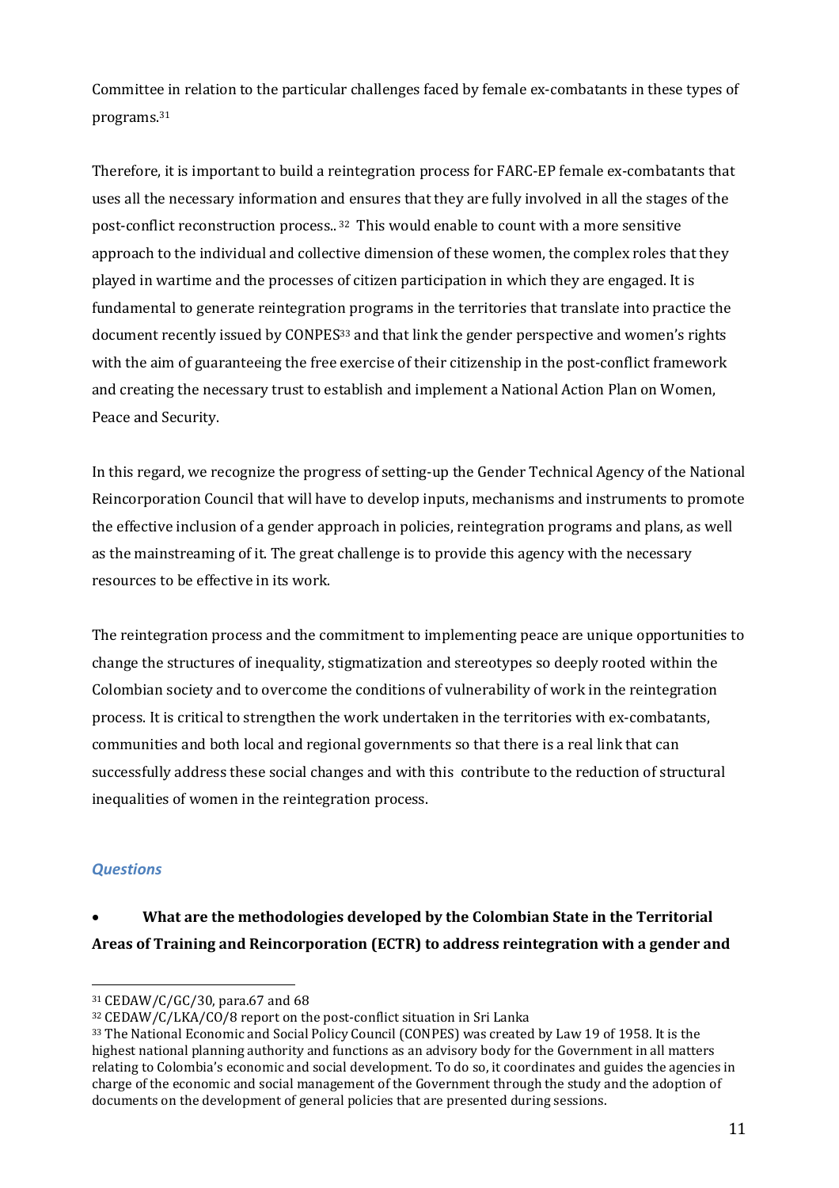Committee in relation to the particular challenges faced by female ex-combatants in these types of programs.[31]

Therefore, it is important to build a reintegration process for FARC-EP female ex-combatants that uses all the necessary information and ensures that they are fully involved in all the stages of the post-conflict reconstruction process.. [32] This would enable to count with a more sensitive approach to the individual and collective dimension of these women, the complex roles that they played in wartime and the processes of citizen participation in which they are engaged. It is fundamental to generate reintegration programs in the territories that translate into practice the document recently issued by CONPES[33] and that link the gender perspective and women's rights with the aim of guaranteeing the free exercise of their citizenship in the post-conflict framework and creating the necessary trust to establish and implement a National Action Plan on Women, Peace and Security.

In this regard, we recognize the progress of setting-up the Gender Technical Agency of the National Reincorporation Council that will have to develop inputs, mechanisms and instruments to promote the effective inclusion of a gender approach in policies, reintegration programs and plans, as well as the mainstreaming of it. The great challenge is to provide this agency with the necessary resources to be effective in its work.

The reintegration process and the commitment to implementing peace are unique opportunities to change the structures of inequality, stigmatization and stereotypes so deeply rooted within the Colombian society and to overcome the conditions of vulnerability of work in the reintegration process. It is critical to strengthen the work undertaken in the territories with ex-combatants, communities and both local and regional governments so that there is a real link that can successfully address these social changes and with this contribute to the reduction of structural inequalities of women in the reintegration process.

### *Questions*

- **What are the methodologies developed by the Colombian State in the Territorial Areas of Training and Reincorporation (ECTR) to address reintegration with a gender and**

---

[31] CEDAW/C/GC/30, para.67 and 68

[32] CEDAW/C/LKA/CO/8 report on the post-conflict situation in Sri Lanka

[33] The National Economic and Social Policy Council (CONPES) was created by Law 19 of 1958. It is the highest national planning authority and functions as an advisory body for the Government in all matters relating to Colombia's economic and social development. To do so, it coordinates and guides the agencies in charge of the economic and social management of the Government through the study and the adoption of documents on the development of general policies that are presented during sessions.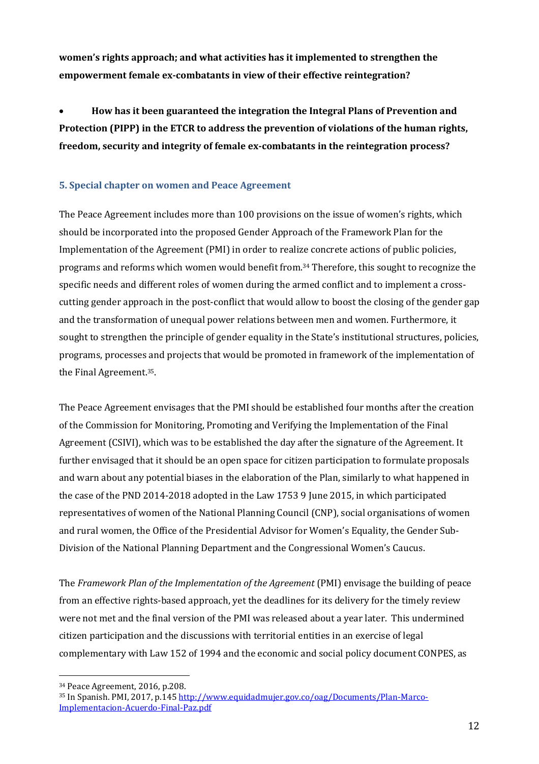**women's rights approach; and what activities has it implemented to strengthen the empowerment female ex-combatants in view of their effective reintegration?**

- **How has it been guaranteed the integration the Integral Plans of Prevention and Protection (PIPP) in the ETCR to address the prevention of violations of the human rights, freedom, security and integrity of female ex-combatants in the reintegration process?**

### 5. Special chapter on women and Peace Agreement

The Peace Agreement includes more than 100 provisions on the issue of women's rights, which should be incorporated into the proposed Gender Approach of the Framework Plan for the Implementation of the Agreement (PMI) in order to realize concrete actions of public policies, programs and reforms which women would benefit from.[34] Therefore, this sought to recognize the specific needs and different roles of women during the armed conflict and to implement a cross-cutting gender approach in the post-conflict that would allow to boost the closing of the gender gap and the transformation of unequal power relations between men and women. Furthermore, it sought to strengthen the principle of gender equality in the State's institutional structures, policies, programs, processes and projects that would be promoted in framework of the implementation of the Final Agreement.[35].

The Peace Agreement envisages that the PMI should be established four months after the creation of the Commission for Monitoring, Promoting and Verifying the Implementation of the Final Agreement (CSIVI), which was to be established the day after the signature of the Agreement. It further envisaged that it should be an open space for citizen participation to formulate proposals and warn about any potential biases in the elaboration of the Plan, similarly to what happened in the case of the PND 2014-2018 adopted in the Law 1753 9 June 2015, in which participated representatives of women of the National Planning Council (CNP), social organisations of women and rural women, the Office of the Presidential Advisor for Women's Equality, the Gender Sub-Division of the National Planning Department and the Congressional Women's Caucus.

The *Framework Plan of the Implementation of the Agreement* (PMI) envisage the building of peace from an effective rights-based approach, yet the deadlines for its delivery for the timely review were not met and the final version of the PMI was released about a year later. This undermined citizen participation and the discussions with territorial entities in an exercise of legal complementary with Law 152 of 1994 and the economic and social policy document CONPES, as

[34] Peace Agreement, 2016, p.208.

[35] In Spanish. PMI, 2017, p.145 http://www.equidadmujer.gov.co/oag/Documents/Plan-Marco-Implementacion-Acuerdo-Final-Paz.pdf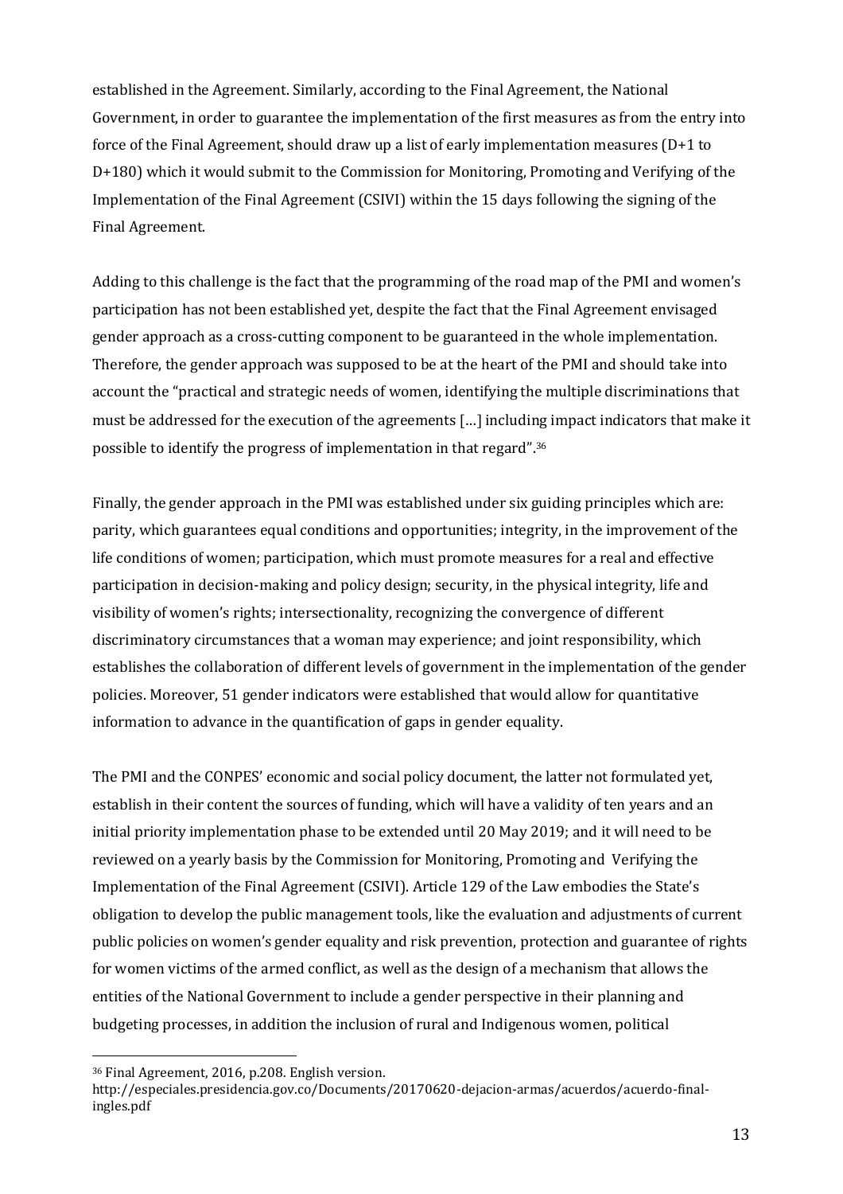established in the Agreement. Similarly, according to the Final Agreement, the National Government, in order to guarantee the implementation of the first measures as from the entry into force of the Final Agreement, should draw up a list of early implementation measures (D+1 to D+180) which it would submit to the Commission for Monitoring, Promoting and Verifying of the Implementation of the Final Agreement (CSIVI) within the 15 days following the signing of the Final Agreement.

Adding to this challenge is the fact that the programming of the road map of the PMI and women's participation has not been established yet, despite the fact that the Final Agreement envisaged gender approach as a cross-cutting component to be guaranteed in the whole implementation. Therefore, the gender approach was supposed to be at the heart of the PMI and should take into account the "practical and strategic needs of women, identifying the multiple discriminations that must be addressed for the execution of the agreements […] including impact indicators that make it possible to identify the progress of implementation in that regard".[36]

Finally, the gender approach in the PMI was established under six guiding principles which are: parity, which guarantees equal conditions and opportunities; integrity, in the improvement of the life conditions of women; participation, which must promote measures for a real and effective participation in decision-making and policy design; security, in the physical integrity, life and visibility of women's rights; intersectionality, recognizing the convergence of different discriminatory circumstances that a woman may experience; and joint responsibility, which establishes the collaboration of different levels of government in the implementation of the gender policies. Moreover, 51 gender indicators were established that would allow for quantitative information to advance in the quantification of gaps in gender equality.

The PMI and the CONPES' economic and social policy document, the latter not formulated yet, establish in their content the sources of funding, which will have a validity of ten years and an initial priority implementation phase to be extended until 20 May 2019; and it will need to be reviewed on a yearly basis by the Commission for Monitoring, Promoting and Verifying the Implementation of the Final Agreement (CSIVI). Article 129 of the Law embodies the State's obligation to develop the public management tools, like the evaluation and adjustments of current public policies on women's gender equality and risk prevention, protection and guarantee of rights for women victims of the armed conflict, as well as the design of a mechanism that allows the entities of the National Government to include a gender perspective in their planning and budgeting processes, in addition the inclusion of rural and Indigenous women, political

---

[36] Final Agreement, 2016, p.208. English version. http://especiales.presidencia.gov.co/Documents/20170620-dejacion-armas/acuerdos/acuerdo-final-ingles.pdf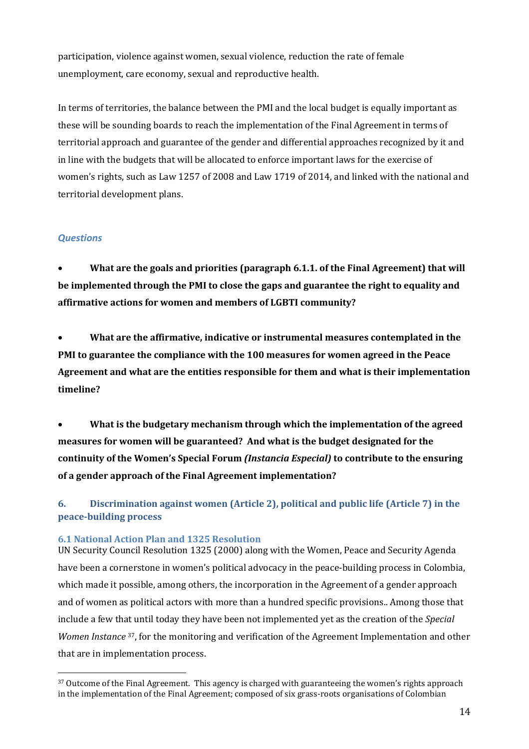participation, violence against women, sexual violence, reduction the rate of female unemployment, care economy, sexual and reproductive health.

In terms of territories, the balance between the PMI and the local budget is equally important as these will be sounding boards to reach the implementation of the Final Agreement in terms of territorial approach and guarantee of the gender and differential approaches recognized by it and in line with the budgets that will be allocated to enforce important laws for the exercise of women's rights, such as Law 1257 of 2008 and Law 1719 of 2014, and linked with the national and territorial development plans.

### *Questions*

- **What are the goals and priorities (paragraph 6.1.1. of the Final Agreement) that will be implemented through the PMI to close the gaps and guarantee the right to equality and affirmative actions for women and members of LGBTI community?**

- **What are the affirmative, indicative or instrumental measures contemplated in the PMI to guarantee the compliance with the 100 measures for women agreed in the Peace Agreement and what are the entities responsible for them and what is their implementation timeline?**

- **What is the budgetary mechanism through which the implementation of the agreed measures for women will be guaranteed? And what is the budget designated for the continuity of the Women's Special Forum *(Instancia Especial)* to contribute to the ensuring of a gender approach of the Final Agreement implementation?**

## 6. Discrimination against women (Article 2), political and public life (Article 7) in the peace-building process

### 6.1 National Action Plan and 1325 Resolution

UN Security Council Resolution 1325 (2000) along with the Women, Peace and Security Agenda have been a cornerstone in women's political advocacy in the peace-building process in Colombia, which made it possible, among others, the incorporation in the Agreement of a gender approach and of women as political actors with more than a hundred specific provisions.. Among those that include a few that until today they have been not implemented yet as the creation of the *Special Women Instance* [37], for the monitoring and verification of the Agreement Implementation and other that are in implementation process.

[37] Outcome of the Final Agreement. This agency is charged with guaranteeing the women's rights approach in the implementation of the Final Agreement; composed of six grass-roots organisations of Colombian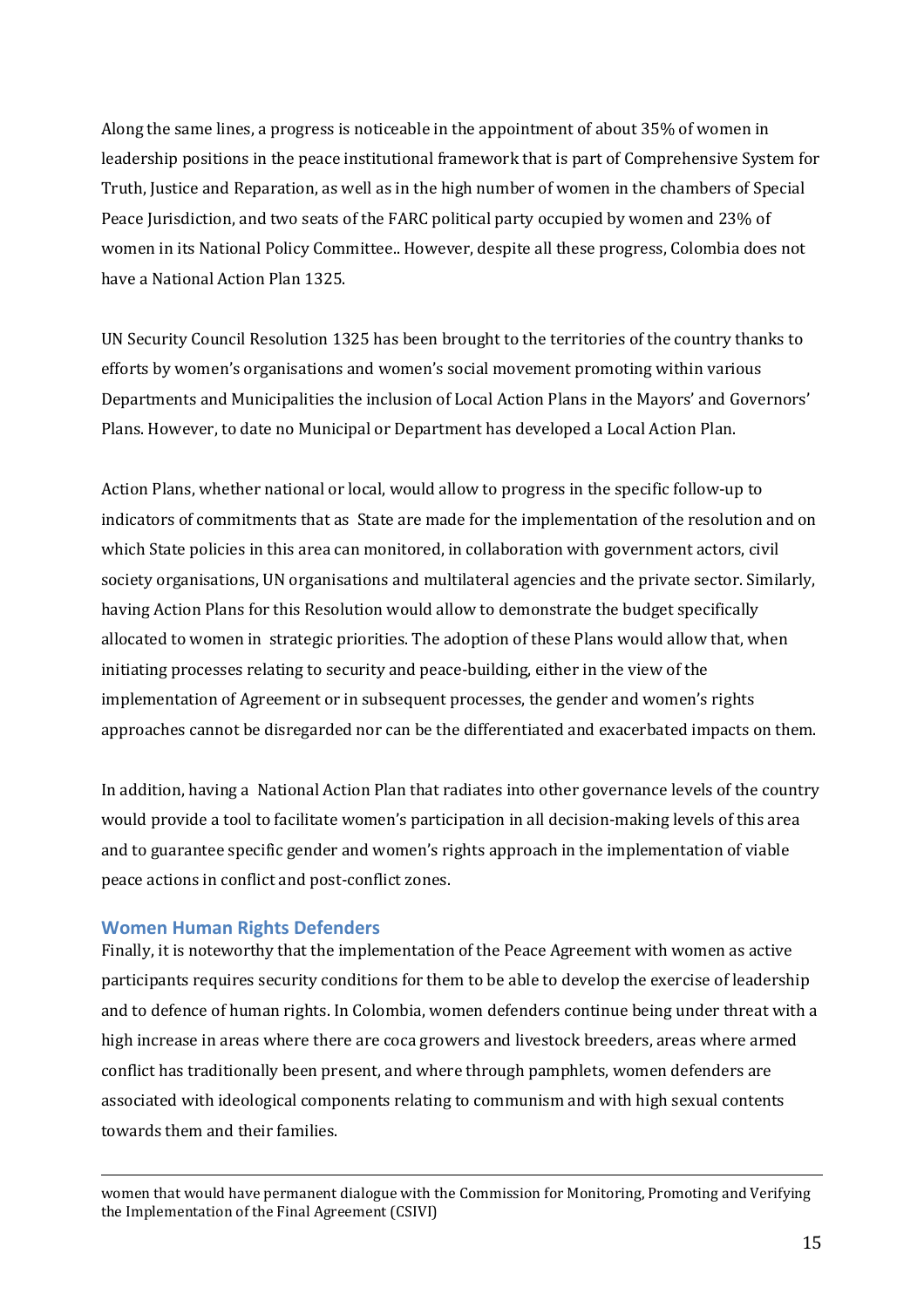Along the same lines, a progress is noticeable in the appointment of about 35% of women in leadership positions in the peace institutional framework that is part of Comprehensive System for Truth, Justice and Reparation, as well as in the high number of women in the chambers of Special Peace Jurisdiction, and two seats of the FARC political party occupied by women and 23% of women in its National Policy Committee.. However, despite all these progress, Colombia does not have a National Action Plan 1325.

UN Security Council Resolution 1325 has been brought to the territories of the country thanks to efforts by women's organisations and women's social movement promoting within various Departments and Municipalities the inclusion of Local Action Plans in the Mayors' and Governors' Plans. However, to date no Municipal or Department has developed a Local Action Plan.

Action Plans, whether national or local, would allow to progress in the specific follow-up to indicators of commitments that as State are made for the implementation of the resolution and on which State policies in this area can monitored, in collaboration with government actors, civil society organisations, UN organisations and multilateral agencies and the private sector. Similarly, having Action Plans for this Resolution would allow to demonstrate the budget specifically allocated to women in strategic priorities. The adoption of these Plans would allow that, when initiating processes relating to security and peace-building, either in the view of the implementation of Agreement or in subsequent processes, the gender and women's rights approaches cannot be disregarded nor can be the differentiated and exacerbated impacts on them.

In addition, having a National Action Plan that radiates into other governance levels of the country would provide a tool to facilitate women's participation in all decision-making levels of this area and to guarantee specific gender and women's rights approach in the implementation of viable peace actions in conflict and post-conflict zones.

## Women Human Rights Defenders

Finally, it is noteworthy that the implementation of the Peace Agreement with women as active participants requires security conditions for them to be able to develop the exercise of leadership and to defence of human rights. In Colombia, women defenders continue being under threat with a high increase in areas where there are coca growers and livestock breeders, areas where armed conflict has traditionally been present, and where through pamphlets, women defenders are associated with ideological components relating to communism and with high sexual contents towards them and their families.

---

women that would have permanent dialogue with the Commission for Monitoring, Promoting and Verifying the Implementation of the Final Agreement (CSIVI)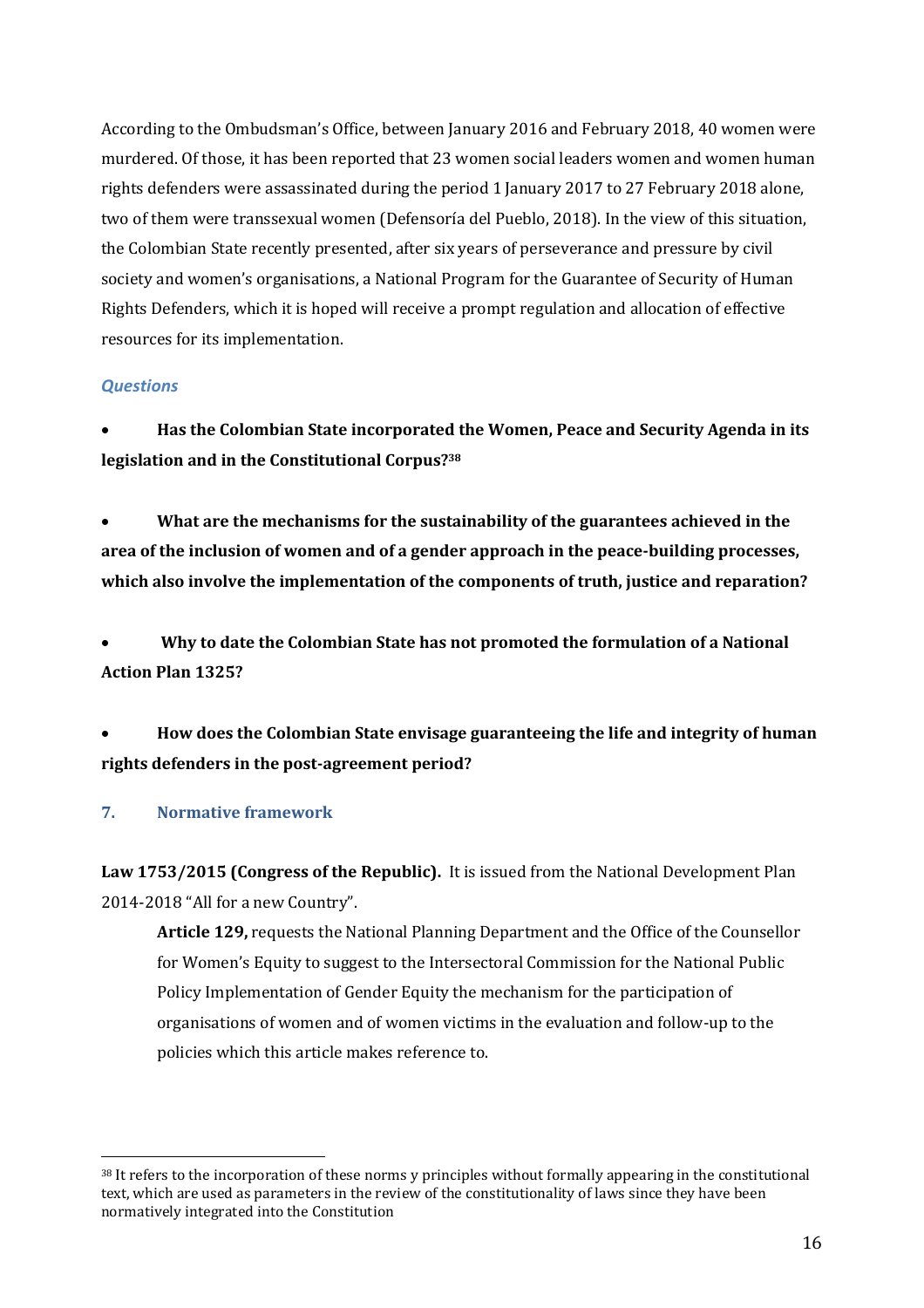According to the Ombudsman's Office, between January 2016 and February 2018, 40 women were murdered. Of those, it has been reported that 23 women social leaders women and women human rights defenders were assassinated during the period 1 January 2017 to 27 February 2018 alone, two of them were transsexual women (Defensoría del Pueblo, 2018). In the view of this situation, the Colombian State recently presented, after six years of perseverance and pressure by civil society and women's organisations, a National Program for the Guarantee of Security of Human Rights Defenders, which it is hoped will receive a prompt regulation and allocation of effective resources for its implementation.

### *Questions*

- **Has the Colombian State incorporated the Women, Peace and Security Agenda in its legislation and in the Constitutional Corpus?**[38]

- **What are the mechanisms for the sustainability of the guarantees achieved in the area of the inclusion of women and of a gender approach in the peace-building processes, which also involve the implementation of the components of truth, justice and reparation?**

- **Why to date the Colombian State has not promoted the formulation of a National Action Plan 1325?**

- **How does the Colombian State envisage guaranteeing the life and integrity of human rights defenders in the post-agreement period?**

## 7. Normative framework

**Law 1753/2015 (Congress of the Republic).** It is issued from the National Development Plan 2014-2018 "All for a new Country".

> **Article 129,** requests the National Planning Department and the Office of the Counsellor for Women's Equity to suggest to the Intersectoral Commission for the National Public Policy Implementation of Gender Equity the mechanism for the participation of organisations of women and of women victims in the evaluation and follow-up to the policies which this article makes reference to.

---

[38] It refers to the incorporation of these norms y principles without formally appearing in the constitutional text, which are used as parameters in the review of the constitutionality of laws since they have been normatively integrated into the Constitution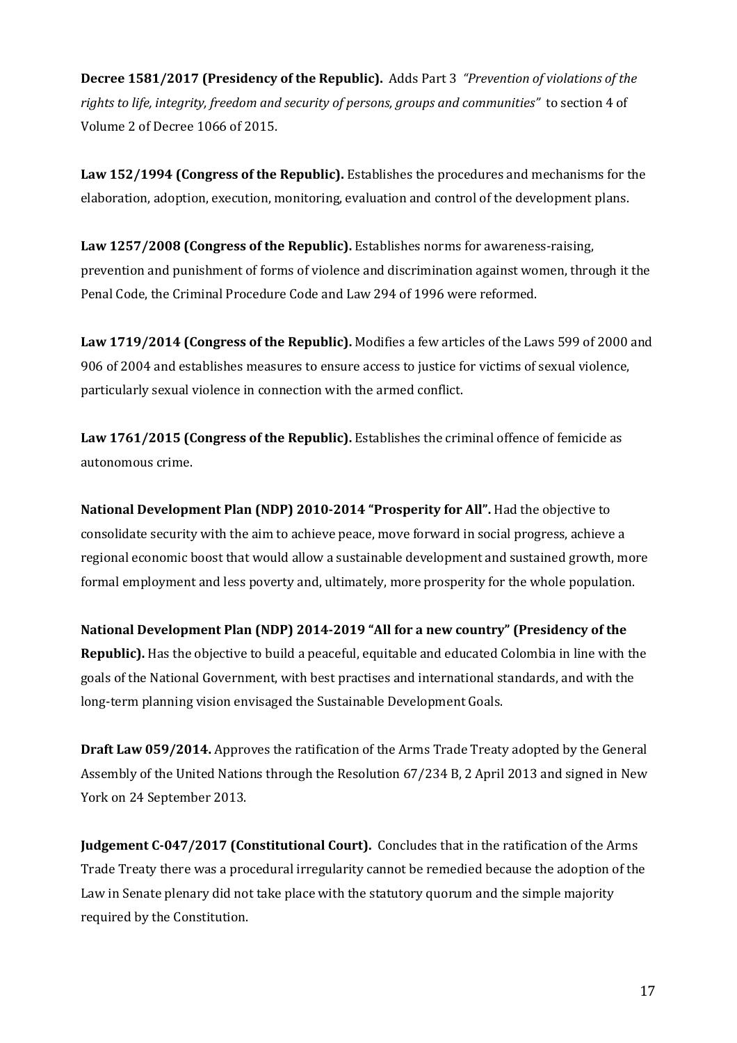**Decree 1581/2017 (Presidency of the Republic).** Adds Part 3 *"Prevention of violations of the rights to life, integrity, freedom and security of persons, groups and communities"* to section 4 of Volume 2 of Decree 1066 of 2015.

**Law 152/1994 (Congress of the Republic).** Establishes the procedures and mechanisms for the elaboration, adoption, execution, monitoring, evaluation and control of the development plans.

**Law 1257/2008 (Congress of the Republic).** Establishes norms for awareness-raising, prevention and punishment of forms of violence and discrimination against women, through it the Penal Code, the Criminal Procedure Code and Law 294 of 1996 were reformed.

**Law 1719/2014 (Congress of the Republic).** Modifies a few articles of the Laws 599 of 2000 and 906 of 2004 and establishes measures to ensure access to justice for victims of sexual violence, particularly sexual violence in connection with the armed conflict.

**Law 1761/2015 (Congress of the Republic).** Establishes the criminal offence of femicide as autonomous crime.

**National Development Plan (NDP) 2010-2014 "Prosperity for All".** Had the objective to consolidate security with the aim to achieve peace, move forward in social progress, achieve a regional economic boost that would allow a sustainable development and sustained growth, more formal employment and less poverty and, ultimately, more prosperity for the whole population.

**National Development Plan (NDP) 2014-2019 "All for a new country" (Presidency of the Republic).** Has the objective to build a peaceful, equitable and educated Colombia in line with the goals of the National Government, with best practises and international standards, and with the long-term planning vision envisaged the Sustainable Development Goals.

**Draft Law 059/2014.** Approves the ratification of the Arms Trade Treaty adopted by the General Assembly of the United Nations through the Resolution 67/234 B, 2 April 2013 and signed in New York on 24 September 2013.

**Judgement C-047/2017 (Constitutional Court).** Concludes that in the ratification of the Arms Trade Treaty there was a procedural irregularity cannot be remedied because the adoption of the Law in Senate plenary did not take place with the statutory quorum and the simple majority required by the Constitution.